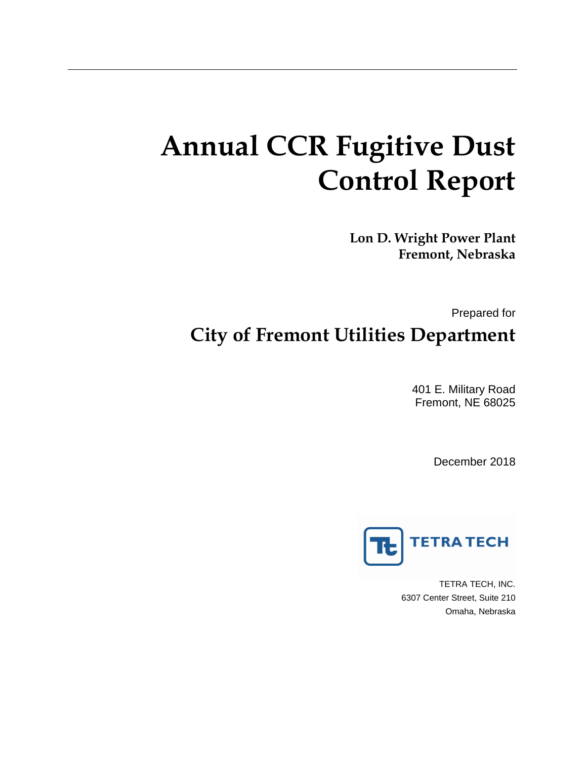# Annual CCR Fugitive Dust Control Report

**Lon D. Wright Power Plant**
**Fremont, Nebraska**

Prepared for

## City of Fremont Utilities Department

401 E. Military Road
Fremont, NE 68025

December 2018

TETRA TECH

TETRA TECH, INC.
6307 Center Street, Suite 210
Omaha, Nebraska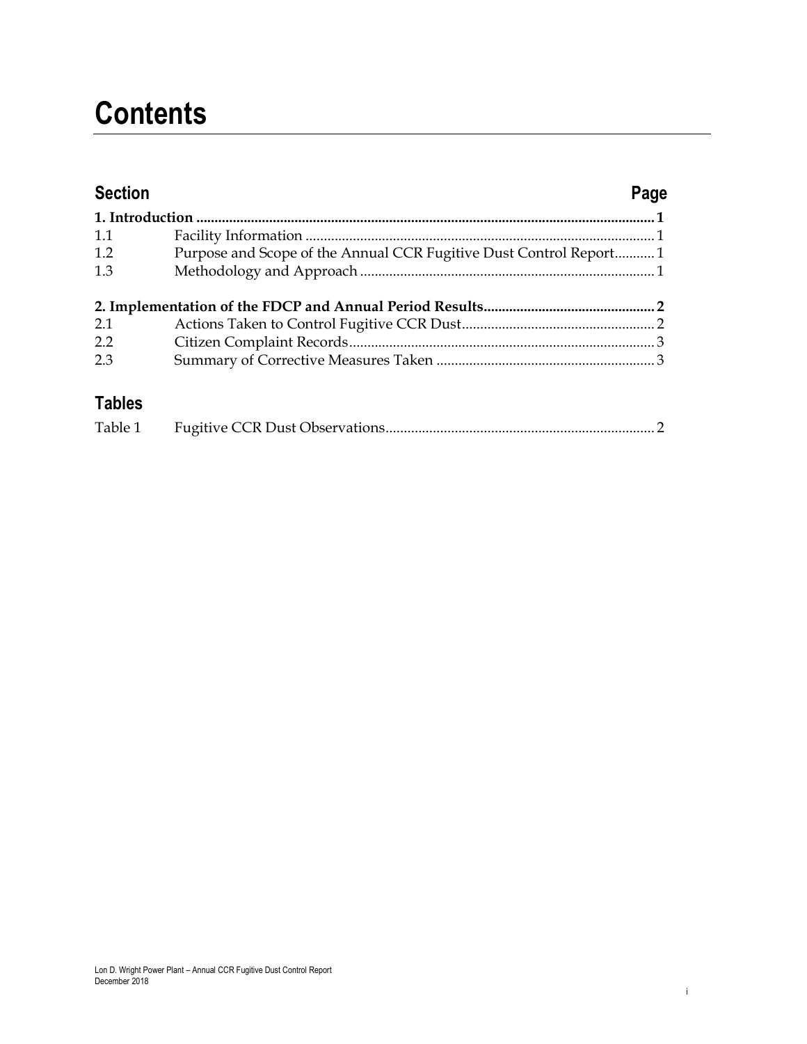# Contents

| Section | | Page |
|---|---|---|
| **1. Introduction** | | **1** |
| 1.1 | Facility Information | 1 |
| 1.2 | Purpose and Scope of the Annual CCR Fugitive Dust Control Report | 1 |
| 1.3 | Methodology and Approach | 1 |
| **2. Implementation of the FDCP and Annual Period Results** | | **2** |
| 2.1 | Actions Taken to Control Fugitive CCR Dust | 2 |
| 2.2 | Citizen Complaint Records | 3 |
| 2.3 | Summary of Corrective Measures Taken | 3 |

## Tables

| | | |
|---|---|---|
| Table 1 | Fugitive CCR Dust Observations | 2 |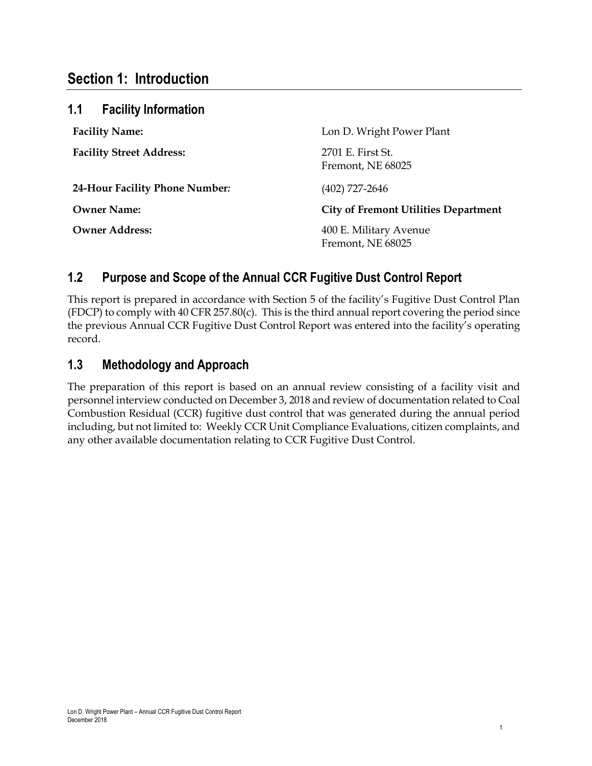# Section 1: Introduction

## 1.1 Facility Information

| | |
|---|---|
| **Facility Name:** | Lon D. Wright Power Plant |
| **Facility Street Address:** | 2701 E. First St.<br>Fremont, NE 68025 |
| **24-Hour Facility Phone Number*:*** | (402) 727-2646 |
| **Owner Name:** | **City of Fremont Utilities Department** |
| **Owner Address:** | 400 E. Military Avenue<br>Fremont, NE 68025 |

## 1.2 Purpose and Scope of the Annual CCR Fugitive Dust Control Report

This report is prepared in accordance with Section 5 of the facility's Fugitive Dust Control Plan (FDCP) to comply with 40 CFR 257.80(c). This is the third annual report covering the period since the previous Annual CCR Fugitive Dust Control Report was entered into the facility's operating record.

## 1.3 Methodology and Approach

The preparation of this report is based on an annual review consisting of a facility visit and personnel interview conducted on December 3, 2018 and review of documentation related to Coal Combustion Residual (CCR) fugitive dust control that was generated during the annual period including, but not limited to: Weekly CCR Unit Compliance Evaluations, citizen complaints, and any other available documentation relating to CCR Fugitive Dust Control.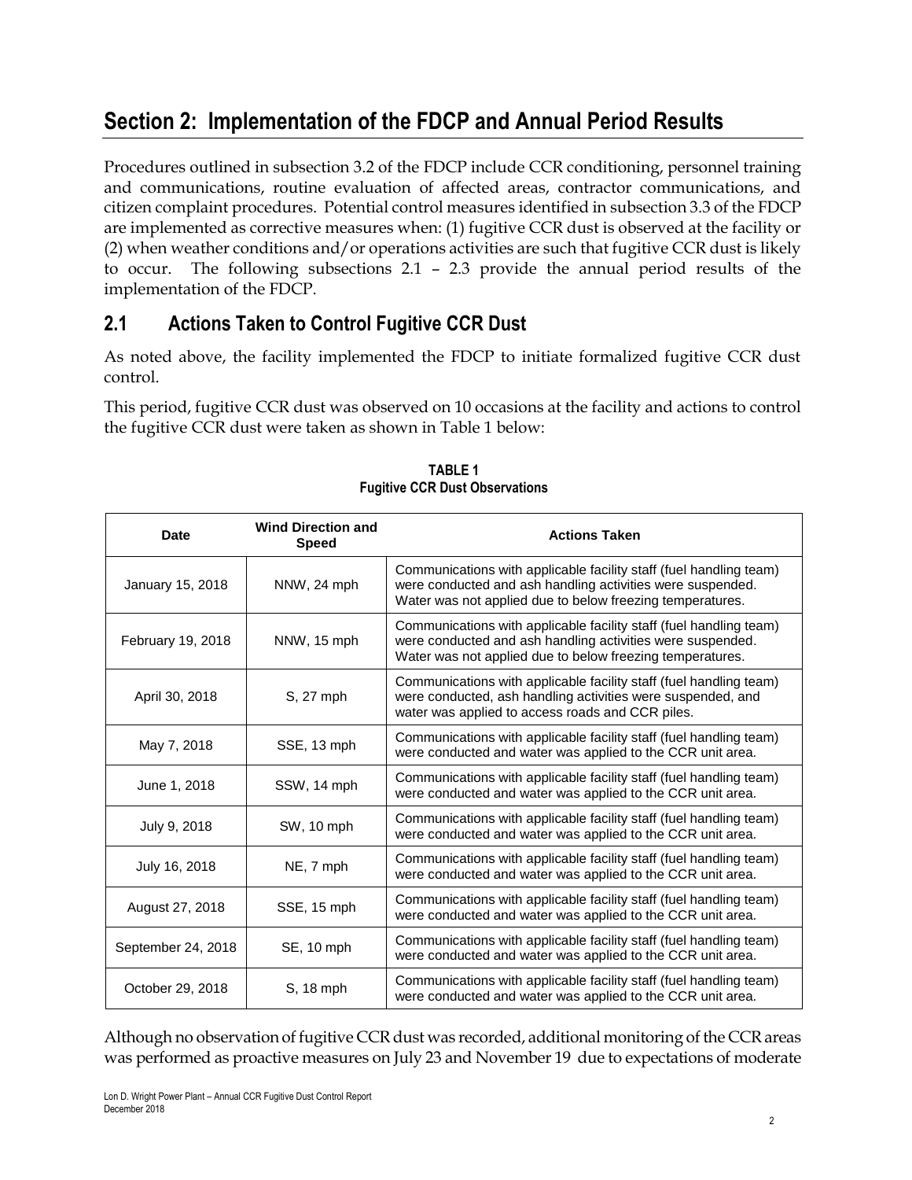# Section 2: Implementation of the FDCP and Annual Period Results

Procedures outlined in subsection 3.2 of the FDCP include CCR conditioning, personnel training and communications, routine evaluation of affected areas, contractor communications, and citizen complaint procedures. Potential control measures identified in subsection 3.3 of the FDCP are implemented as corrective measures when: (1) fugitive CCR dust is observed at the facility or (2) when weather conditions and/or operations activities are such that fugitive CCR dust is likely to occur. The following subsections 2.1 – 2.3 provide the annual period results of the implementation of the FDCP.

## 2.1 Actions Taken to Control Fugitive CCR Dust

As noted above, the facility implemented the FDCP to initiate formalized fugitive CCR dust control.

This period, fugitive CCR dust was observed on 10 occasions at the facility and actions to control the fugitive CCR dust were taken as shown in Table 1 below:

**TABLE 1**
**Fugitive CCR Dust Observations**

| Date | Wind Direction and Speed | Actions Taken |
|---|---|---|
| January 15, 2018 | NNW, 24 mph | Communications with applicable facility staff (fuel handling team) were conducted and ash handling activities were suspended. Water was not applied due to below freezing temperatures. |
| February 19, 2018 | NNW, 15 mph | Communications with applicable facility staff (fuel handling team) were conducted and ash handling activities were suspended. Water was not applied due to below freezing temperatures. |
| April 30, 2018 | S, 27 mph | Communications with applicable facility staff (fuel handling team) were conducted, ash handling activities were suspended, and water was applied to access roads and CCR piles. |
| May 7, 2018 | SSE, 13 mph | Communications with applicable facility staff (fuel handling team) were conducted and water was applied to the CCR unit area. |
| June 1, 2018 | SSW, 14 mph | Communications with applicable facility staff (fuel handling team) were conducted and water was applied to the CCR unit area. |
| July 9, 2018 | SW, 10 mph | Communications with applicable facility staff (fuel handling team) were conducted and water was applied to the CCR unit area. |
| July 16, 2018 | NE, 7 mph | Communications with applicable facility staff (fuel handling team) were conducted and water was applied to the CCR unit area. |
| August 27, 2018 | SSE, 15 mph | Communications with applicable facility staff (fuel handling team) were conducted and water was applied to the CCR unit area. |
| September 24, 2018 | SE, 10 mph | Communications with applicable facility staff (fuel handling team) were conducted and water was applied to the CCR unit area. |
| October 29, 2018 | S, 18 mph | Communications with applicable facility staff (fuel handling team) were conducted and water was applied to the CCR unit area. |

Although no observation of fugitive CCR dust was recorded, additional monitoring of the CCR areas was performed as proactive measures on July 23 and November 19 due to expectations of moderate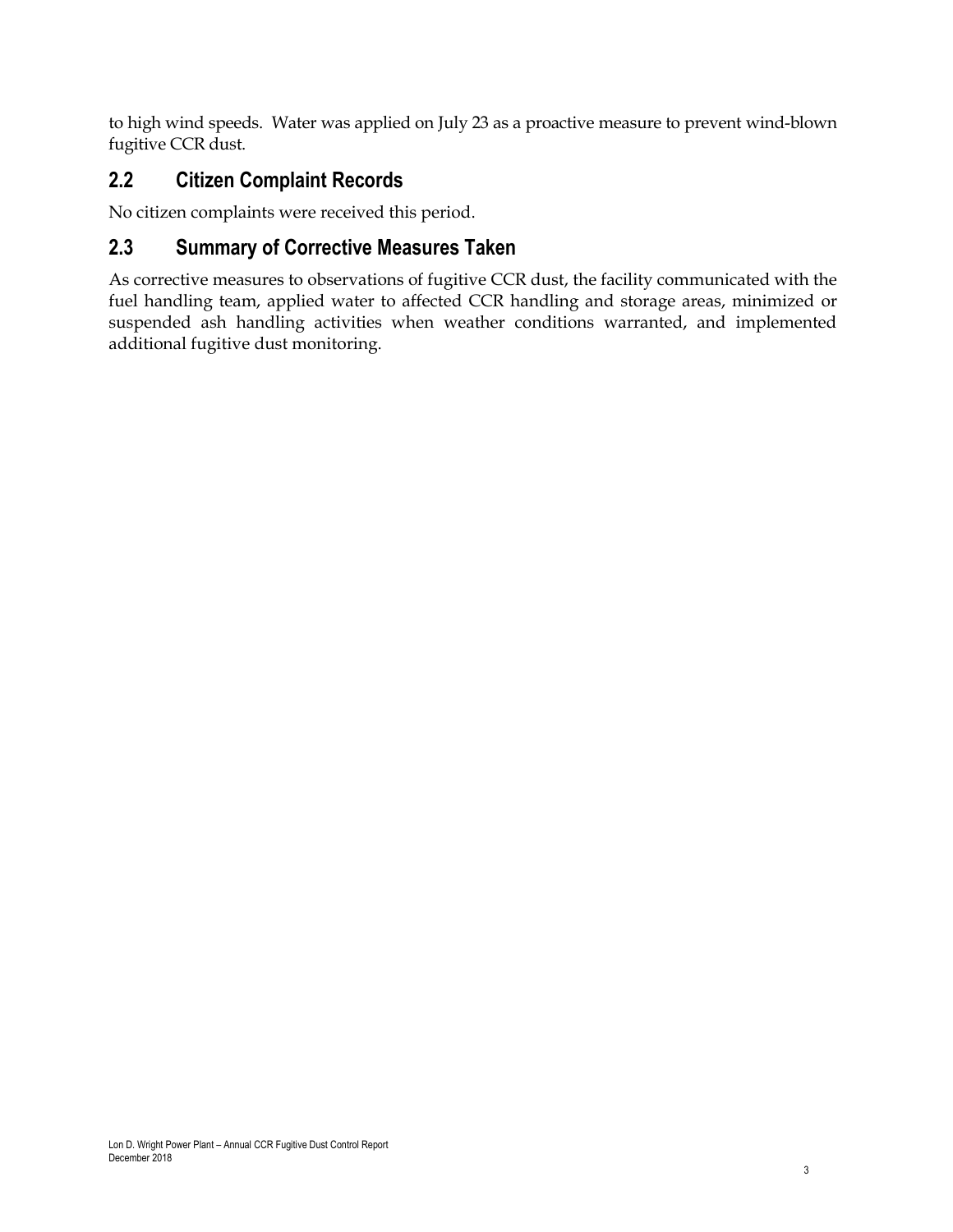to high wind speeds. Water was applied on July 23 as a proactive measure to prevent wind-blown fugitive CCR dust.

## 2.2 Citizen Complaint Records

No citizen complaints were received this period.

## 2.3 Summary of Corrective Measures Taken

As corrective measures to observations of fugitive CCR dust, the facility communicated with the fuel handling team, applied water to affected CCR handling and storage areas, minimized or suspended ash handling activities when weather conditions warranted, and implemented additional fugitive dust monitoring.